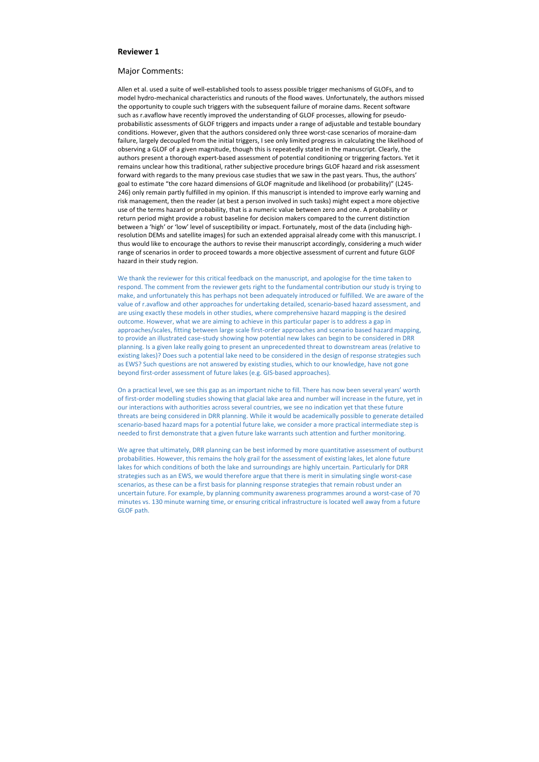## Reviewer 1

### Major Comments:

Allen et al. used a suite of well-established tools to assess possible trigger mechanisms of GLOFs, and to model hydro-mechanical characteristics and runouts of the flood waves. Unfortunately, the authors missed the opportunity to couple such triggers with the subsequent failure of moraine dams. Recent software such as r.avaflow have recently improved the understanding of GLOF processes, allowing for pseudo-probabilistic assessments of GLOF triggers and impacts under a range of adjustable and testable boundary conditions. However, given that the authors considered only three worst-case scenarios of moraine-dam failure, largely decoupled from the initial triggers, I see only limited progress in calculating the likelihood of observing a GLOF of a given magnitude, though this is repeatedly stated in the manuscript. Clearly, the authors present a thorough expert-based assessment of potential conditioning or triggering factors. Yet it remains unclear how this traditional, rather subjective procedure brings GLOF hazard and risk assessment forward with regards to the many previous case studies that we saw in the past years. Thus, the authors' goal to estimate "the core hazard dimensions of GLOF magnitude and likelihood (or probability)" (L245-246) only remain partly fulfilled in my opinion. If this manuscript is intended to improve early warning and risk management, then the reader (at best a person involved in such tasks) might expect a more objective use of the terms hazard or probability, that is a numeric value between zero and one. A probability or return period might provide a robust baseline for decision makers compared to the current distinction between a 'high' or 'low' level of susceptibility or impact. Fortunately, most of the data (including high-resolution DEMs and satellite images) for such an extended appraisal already come with this manuscript. I thus would like to encourage the authors to revise their manuscript accordingly, considering a much wider range of scenarios in order to proceed towards a more objective assessment of current and future GLOF hazard in their study region.

We thank the reviewer for this critical feedback on the manuscript, and apologise for the time taken to respond. The comment from the reviewer gets right to the fundamental contribution our study is trying to make, and unfortunately this has perhaps not been adequately introduced or fulfilled. We are aware of the value of r.avaflow and other approaches for undertaking detailed, scenario-based hazard assessment, and are using exactly these models in other studies, where comprehensive hazard mapping is the desired outcome. However, what we are aiming to achieve in this particular paper is to address a gap in approaches/scales, fitting between large scale first-order approaches and scenario based hazard mapping, to provide an illustrated case-study showing how potential new lakes can begin to be considered in DRR planning. Is a given lake really going to present an unprecedented threat to downstream areas (relative to existing lakes)? Does such a potential lake need to be considered in the design of response strategies such as EWS? Such questions are not answered by existing studies, which to our knowledge, have not gone beyond first-order assessment of future lakes (e.g. GIS-based approaches).

On a practical level, we see this gap as an important niche to fill. There has now been several years' worth of first-order modelling studies showing that glacial lake area and number will increase in the future, yet in our interactions with authorities across several countries, we see no indication yet that these future threats are being considered in DRR planning. While it would be academically possible to generate detailed scenario-based hazard maps for a potential future lake, we consider a more practical intermediate step is needed to first demonstrate that a given future lake warrants such attention and further monitoring.

We agree that ultimately, DRR planning can be best informed by more quantitative assessment of outburst probabilities. However, this remains the holy grail for the assessment of existing lakes, let alone future lakes for which conditions of both the lake and surroundings are highly uncertain. Particularly for DRR strategies such as an EWS, we would therefore argue that there is merit in simulating single worst-case scenarios, as these can be a first basis for planning response strategies that remain robust under an uncertain future. For example, by planning community awareness programmes around a worst-case of 70 minutes vs. 130 minute warning time, or ensuring critical infrastructure is located well away from a future GLOF path.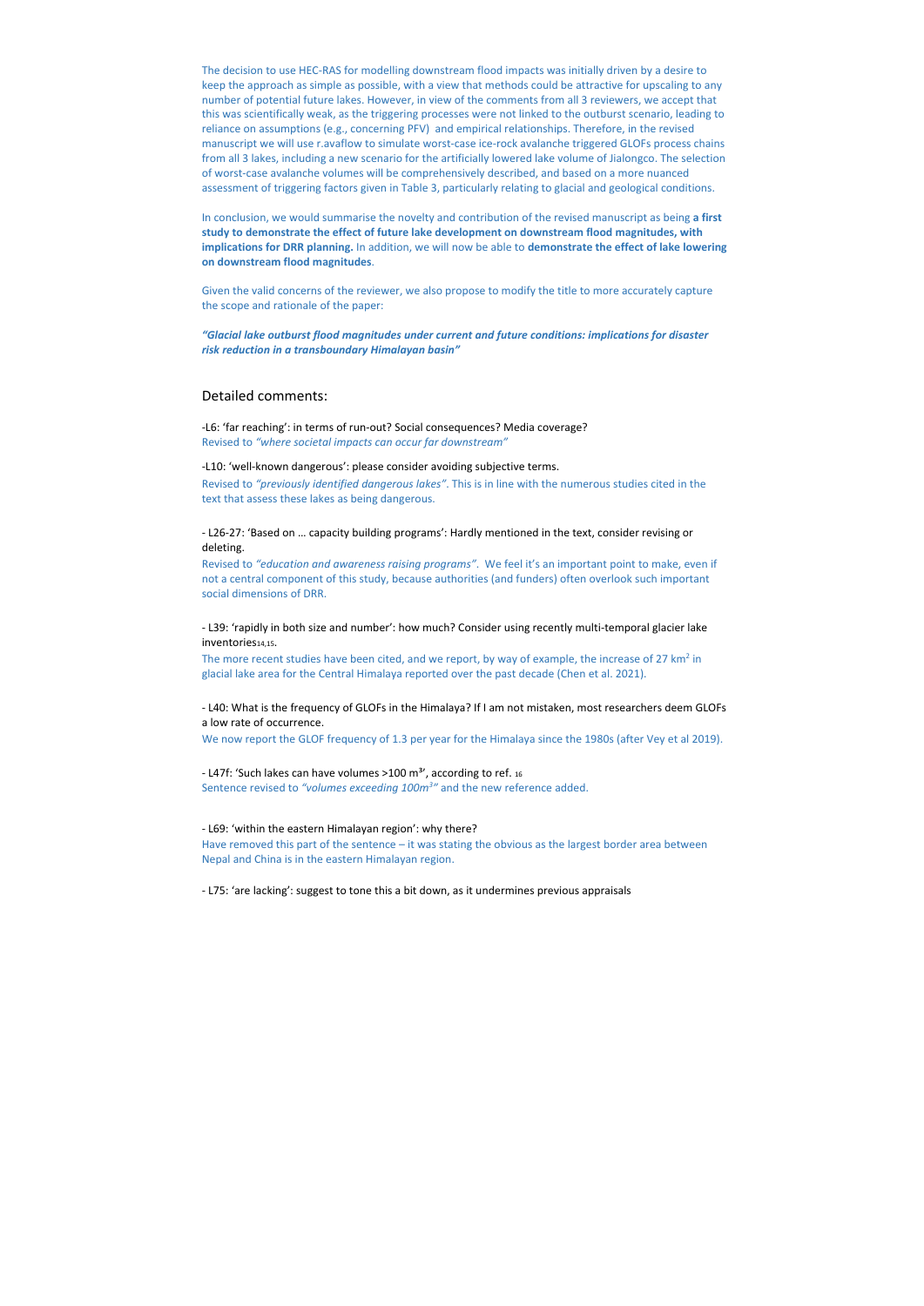The decision to use HEC-RAS for modelling downstream flood impacts was initially driven by a desire to keep the approach as simple as possible, with a view that methods could be attractive for upscaling to any number of potential future lakes. However, in view of the comments from all 3 reviewers, we accept that this was scientifically weak, as the triggering processes were not linked to the outburst scenario, leading to reliance on assumptions (e.g., concerning PFV) and empirical relationships. Therefore, in the revised manuscript we will use r.avaflow to simulate worst-case ice-rock avalanche triggered GLOFs process chains from all 3 lakes, including a new scenario for the artificially lowered lake volume of Jialongco. The selection of worst-case avalanche volumes will be comprehensively described, and based on a more nuanced assessment of triggering factors given in Table 3, particularly relating to glacial and geological conditions.

In conclusion, we would summarise the novelty and contribution of the revised manuscript as being **a first study to demonstrate the effect of future lake development on downstream flood magnitudes, with implications for DRR planning.** In addition, we will now be able to **demonstrate the effect of lake lowering on downstream flood magnitudes**.

Given the valid concerns of the reviewer, we also propose to modify the title to more accurately capture the scope and rationale of the paper:

***"Glacial lake outburst flood magnitudes under current and future conditions: implications for disaster risk reduction in a transboundary Himalayan basin"***

## Detailed comments:

-L6: 'far reaching': in terms of run-out? Social consequences? Media coverage?
Revised to *"where societal impacts can occur far downstream"*

-L10: 'well-known dangerous': please consider avoiding subjective terms.
Revised to *"previously identified dangerous lakes"*. This is in line with the numerous studies cited in the text that assess these lakes as being dangerous.

- L26-27: 'Based on … capacity building programs': Hardly mentioned in the text, consider revising or deleting.
Revised to *"education and awareness raising programs"*. We feel it's an important point to make, even if not a central component of this study, because authorities (and funders) often overlook such important social dimensions of DRR.

- L39: 'rapidly in both size and number': how much? Consider using recently multi-temporal glacier lake inventories[14,15].
The more recent studies have been cited, and we report, by way of example, the increase of 27 km$^2$ in glacial lake area for the Central Himalaya reported over the past decade (Chen et al. 2021).

- L40: What is the frequency of GLOFs in the Himalaya? If I am not mistaken, most researchers deem GLOFs a low rate of occurrence.
We now report the GLOF frequency of 1.3 per year for the Himalaya since the 1980s (after Vey et al 2019).

- L47f: 'Such lakes can have volumes >100 m³', according to ref. [16]
Sentence revised to *"volumes exceeding 100m$^3$"* and the new reference added.

- L69: 'within the eastern Himalayan region': why there?
Have removed this part of the sentence – it was stating the obvious as the largest border area between Nepal and China is in the eastern Himalayan region.

- L75: 'are lacking': suggest to tone this a bit down, as it undermines previous appraisals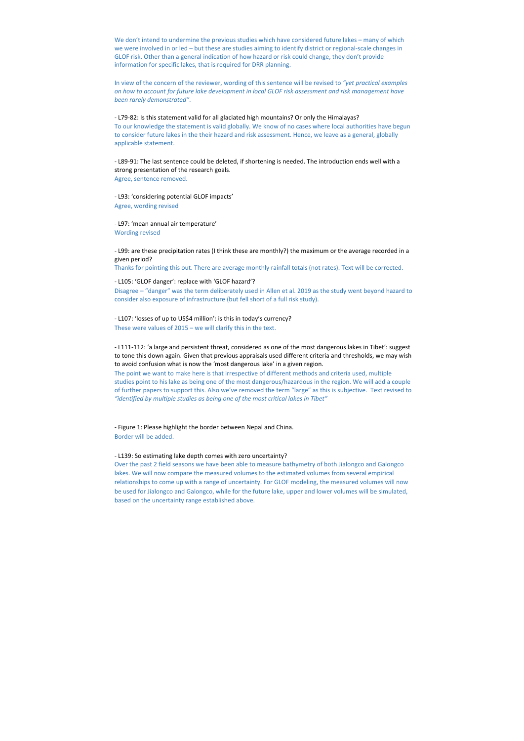We don't intend to undermine the previous studies which have considered future lakes – many of which we were involved in or led – but these are studies aiming to identify district or regional-scale changes in GLOF risk. Other than a general indication of how hazard or risk could change, they don't provide information for specific lakes, that is required for DRR planning.

In view of the concern of the reviewer, wording of this sentence will be revised to *"yet practical examples on how to account for future lake development in local GLOF risk assessment and risk management have been rarely demonstrated"*.

- L79-82: Is this statement valid for all glaciated high mountains? Or only the Himalayas?

To our knowledge the statement is valid globally. We know of no cases where local authorities have begun to consider future lakes in the their hazard and risk assessment. Hence, we leave as a general, globally applicable statement.

- L89-91: The last sentence could be deleted, if shortening is needed. The introduction ends well with a strong presentation of the research goals.

Agree, sentence removed.

- L93: 'considering potential GLOF impacts'

Agree, wording revised

- L97: 'mean annual air temperature'

Wording revised

- L99: are these precipitation rates (I think these are monthly?) the maximum or the average recorded in a given period?

Thanks for pointing this out. There are average monthly rainfall totals (not rates). Text will be corrected.

- L105: 'GLOF danger': replace with 'GLOF hazard'?

Disagree – "danger" was the term deliberately used in Allen et al. 2019 as the study went beyond hazard to consider also exposure of infrastructure (but fell short of a full risk study).

- L107: 'losses of up to US$4 million': is this in today's currency?

These were values of 2015 – we will clarify this in the text.

- L111-112: 'a large and persistent threat, considered as one of the most dangerous lakes in Tibet': suggest to tone this down again. Given that previous appraisals used different criteria and thresholds, we may wish to avoid confusion what is now the 'most dangerous lake' in a given region.

The point we want to make here is that irrespective of different methods and criteria used, multiple studies point to his lake as being one of the most dangerous/hazardous in the region. We will add a couple of further papers to support this. Also we've removed the term "large" as this is subjective. Text revised to *"identified by multiple studies as being one of the most critical lakes in Tibet"*

- Figure 1: Please highlight the border between Nepal and China.

Border will be added.

- L139: So estimating lake depth comes with zero uncertainty?

Over the past 2 field seasons we have been able to measure bathymetry of both Jialongco and Galongco lakes. We will now compare the measured volumes to the estimated volumes from several empirical relationships to come up with a range of uncertainty. For GLOF modeling, the measured volumes will now be used for Jialongco and Galongco, while for the future lake, upper and lower volumes will be simulated, based on the uncertainty range established above.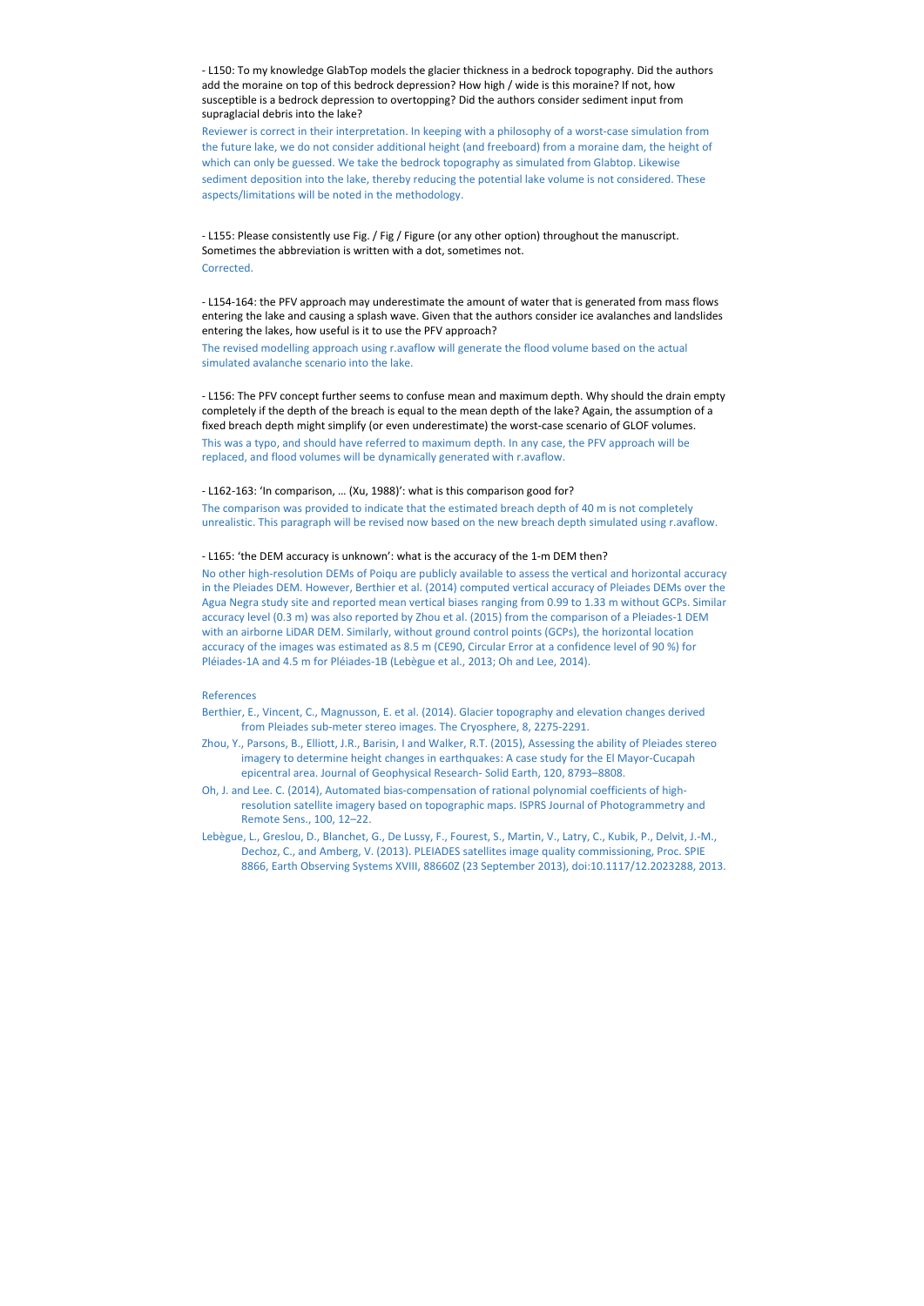- L150: To my knowledge GlabTop models the glacier thickness in a bedrock topography. Did the authors add the moraine on top of this bedrock depression? How high / wide is this moraine? If not, how susceptible is a bedrock depression to overtopping? Did the authors consider sediment input from supraglacial debris into the lake?

Reviewer is correct in their interpretation. In keeping with a philosophy of a worst-case simulation from the future lake, we do not consider additional height (and freeboard) from a moraine dam, the height of which can only be guessed. We take the bedrock topography as simulated from Glabtop. Likewise sediment deposition into the lake, thereby reducing the potential lake volume is not considered. These aspects/limitations will be noted in the methodology.

- L155: Please consistently use Fig. / Fig / Figure (or any other option) throughout the manuscript. Sometimes the abbreviation is written with a dot, sometimes not.

Corrected.

- L154-164: the PFV approach may underestimate the amount of water that is generated from mass flows entering the lake and causing a splash wave. Given that the authors consider ice avalanches and landslides entering the lakes, how useful is it to use the PFV approach?

The revised modelling approach using r.avaflow will generate the flood volume based on the actual simulated avalanche scenario into the lake.

- L156: The PFV concept further seems to confuse mean and maximum depth. Why should the drain empty completely if the depth of the breach is equal to the mean depth of the lake? Again, the assumption of a fixed breach depth might simplify (or even underestimate) the worst-case scenario of GLOF volumes.

This was a typo, and should have referred to maximum depth. In any case, the PFV approach will be replaced, and flood volumes will be dynamically generated with r.avaflow.

- L162-163: 'In comparison, … (Xu, 1988)': what is this comparison good for?

The comparison was provided to indicate that the estimated breach depth of 40 m is not completely unrealistic. This paragraph will be revised now based on the new breach depth simulated using r.avaflow.

- L165: 'the DEM accuracy is unknown': what is the accuracy of the 1-m DEM then?

No other high-resolution DEMs of Poiqu are publicly available to assess the vertical and horizontal accuracy in the Pleiades DEM. However, Berthier et al. (2014) computed vertical accuracy of Pleiades DEMs over the Agua Negra study site and reported mean vertical biases ranging from 0.99 to 1.33 m without GCPs. Similar accuracy level (0.3 m) was also reported by Zhou et al. (2015) from the comparison of a Pleiades-1 DEM with an airborne LiDAR DEM. Similarly, without ground control points (GCPs), the horizontal location accuracy of the images was estimated as 8.5 m (CE90, Circular Error at a confidence level of 90 %) for Pléiades-1A and 4.5 m for Pléiades-1B (Lebègue et al., 2013; Oh and Lee, 2014).

References

Berthier, E., Vincent, C., Magnusson, E. et al. (2014). Glacier topography and elevation changes derived from Pleiades sub-meter stereo images. The Cryosphere, 8, 2275-2291.

Zhou, Y., Parsons, B., Elliott, J.R., Barisin, I and Walker, R.T. (2015), Assessing the ability of Pleiades stereo imagery to determine height changes in earthquakes: A case study for the El Mayor-Cucapah epicentral area. Journal of Geophysical Research- Solid Earth, 120, 8793–8808.

Oh, J. and Lee. C. (2014), Automated bias-compensation of rational polynomial coefficients of high-resolution satellite imagery based on topographic maps. ISPRS Journal of Photogrammetry and Remote Sens., 100, 12–22.

Lebègue, L., Greslou, D., Blanchet, G., De Lussy, F., Fourest, S., Martin, V., Latry, C., Kubik, P., Delvit, J.-M., Dechoz, C., and Amberg, V. (2013). PLEIADES satellites image quality commissioning, Proc. SPIE 8866, Earth Observing Systems XVIII, 88660Z (23 September 2013), doi:10.1117/12.2023288, 2013.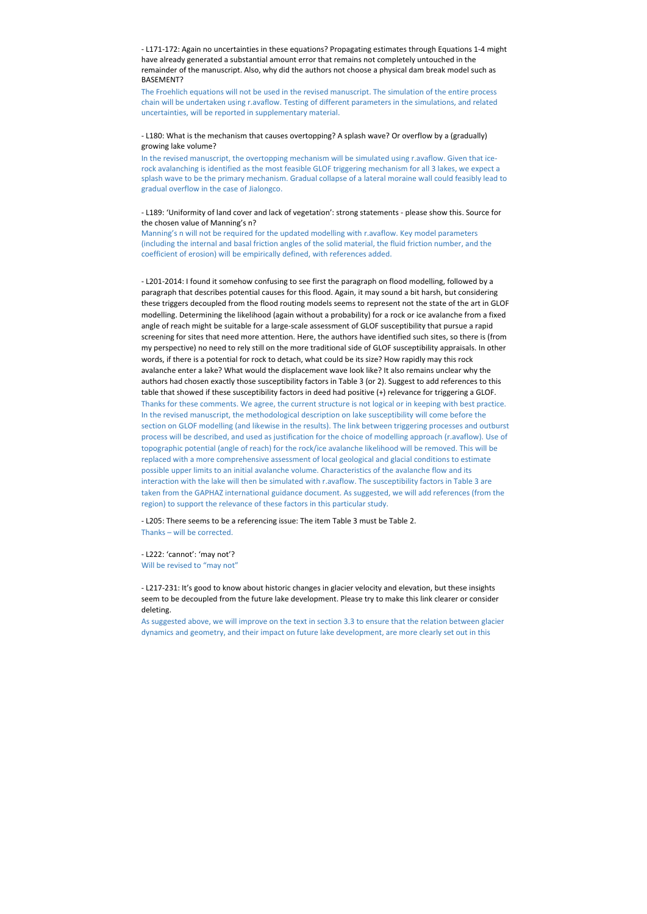- L171-172: Again no uncertainties in these equations? Propagating estimates through Equations 1-4 might have already generated a substantial amount error that remains not completely untouched in the remainder of the manuscript. Also, why did the authors not choose a physical dam break model such as BASEMENT?

The Froehlich equations will not be used in the revised manuscript. The simulation of the entire process chain will be undertaken using r.avaflow. Testing of different parameters in the simulations, and related uncertainties, will be reported in supplementary material.

- L180: What is the mechanism that causes overtopping? A splash wave? Or overflow by a (gradually) growing lake volume?

In the revised manuscript, the overtopping mechanism will be simulated using r.avaflow. Given that ice-rock avalanching is identified as the most feasible GLOF triggering mechanism for all 3 lakes, we expect a splash wave to be the primary mechanism. Gradual collapse of a lateral moraine wall could feasibly lead to gradual overflow in the case of Jialongco.

- L189: 'Uniformity of land cover and lack of vegetation': strong statements - please show this. Source for the chosen value of Manning's n?

Manning's n will not be required for the updated modelling with r.avaflow. Key model parameters (including the internal and basal friction angles of the solid material, the fluid friction number, and the coefficient of erosion) will be empirically defined, with references added.

- L201-2014: I found it somehow confusing to see first the paragraph on flood modelling, followed by a paragraph that describes potential causes for this flood. Again, it may sound a bit harsh, but considering these triggers decoupled from the flood routing models seems to represent not the state of the art in GLOF modelling. Determining the likelihood (again without a probability) for a rock or ice avalanche from a fixed angle of reach might be suitable for a large-scale assessment of GLOF susceptibility that pursue a rapid screening for sites that need more attention. Here, the authors have identified such sites, so there is (from my perspective) no need to rely still on the more traditional side of GLOF susceptibility appraisals. In other words, if there is a potential for rock to detach, what could be its size? How rapidly may this rock avalanche enter a lake? What would the displacement wave look like? It also remains unclear why the authors had chosen exactly those susceptibility factors in Table 3 (or 2). Suggest to add references to this table that showed if these susceptibility factors in deed had positive (+) relevance for triggering a GLOF.

Thanks for these comments. We agree, the current structure is not logical or in keeping with best practice. In the revised manuscript, the methodological description on lake susceptibility will come before the section on GLOF modelling (and likewise in the results). The link between triggering processes and outburst process will be described, and used as justification for the choice of modelling approach (r.avaflow). Use of topographic potential (angle of reach) for the rock/ice avalanche likelihood will be removed. This will be replaced with a more comprehensive assessment of local geological and glacial conditions to estimate possible upper limits to an initial avalanche volume. Characteristics of the avalanche flow and its interaction with the lake will then be simulated with r.avaflow. The susceptibility factors in Table 3 are taken from the GAPHAZ international guidance document. As suggested, we will add references (from the region) to support the relevance of these factors in this particular study.

- L205: There seems to be a referencing issue: The item Table 3 must be Table 2.

Thanks – will be corrected.

- L222: 'cannot': 'may not'?

Will be revised to "may not"

- L217-231: It's good to know about historic changes in glacier velocity and elevation, but these insights seem to be decoupled from the future lake development. Please try to make this link clearer or consider deleting.

As suggested above, we will improve on the text in section 3.3 to ensure that the relation between glacier dynamics and geometry, and their impact on future lake development, are more clearly set out in this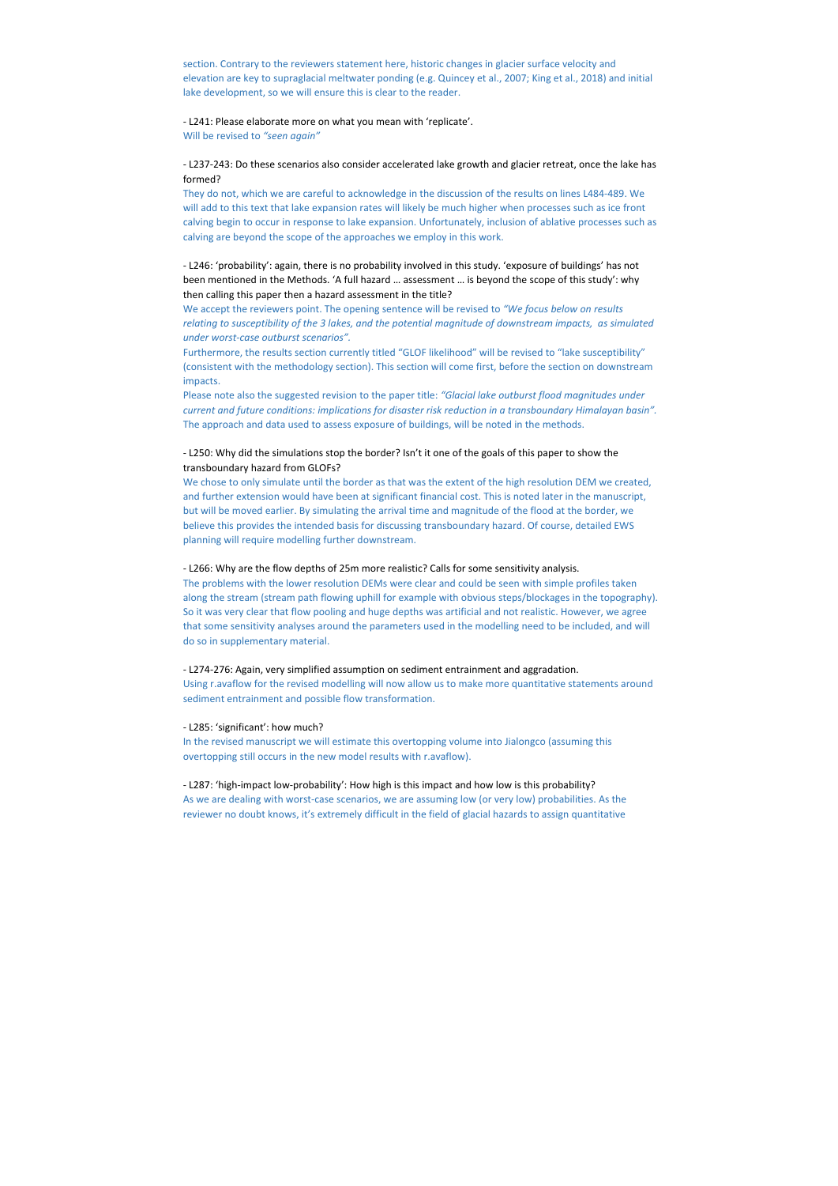section. Contrary to the reviewers statement here, historic changes in glacier surface velocity and elevation are key to supraglacial meltwater ponding (e.g. Quincey et al., 2007; King et al., 2018) and initial lake development, so we will ensure this is clear to the reader.

- L241: Please elaborate more on what you mean with 'replicate'.

Will be revised to *"seen again"*

- L237-243: Do these scenarios also consider accelerated lake growth and glacier retreat, once the lake has formed?

They do not, which we are careful to acknowledge in the discussion of the results on lines L484-489. We will add to this text that lake expansion rates will likely be much higher when processes such as ice front calving begin to occur in response to lake expansion. Unfortunately, inclusion of ablative processes such as calving are beyond the scope of the approaches we employ in this work.

- L246: 'probability': again, there is no probability involved in this study. 'exposure of buildings' has not been mentioned in the Methods. 'A full hazard … assessment … is beyond the scope of this study': why then calling this paper then a hazard assessment in the title?

We accept the reviewers point. The opening sentence will be revised to *"We focus below on results relating to susceptibility of the 3 lakes, and the potential magnitude of downstream impacts, as simulated under worst-case outburst scenarios"*.

Furthermore, the results section currently titled "GLOF likelihood" will be revised to "lake susceptibility" (consistent with the methodology section). This section will come first, before the section on downstream impacts.

Please note also the suggested revision to the paper title: *"Glacial lake outburst flood magnitudes under current and future conditions: implications for disaster risk reduction in a transboundary Himalayan basin"*. The approach and data used to assess exposure of buildings, will be noted in the methods.

- L250: Why did the simulations stop the border? Isn't it one of the goals of this paper to show the transboundary hazard from GLOFs?

We chose to only simulate until the border as that was the extent of the high resolution DEM we created, and further extension would have been at significant financial cost. This is noted later in the manuscript, but will be moved earlier. By simulating the arrival time and magnitude of the flood at the border, we believe this provides the intended basis for discussing transboundary hazard. Of course, detailed EWS planning will require modelling further downstream.

- L266: Why are the flow depths of 25m more realistic? Calls for some sensitivity analysis.

The problems with the lower resolution DEMs were clear and could be seen with simple profiles taken along the stream (stream path flowing uphill for example with obvious steps/blockages in the topography). So it was very clear that flow pooling and huge depths was artificial and not realistic. However, we agree that some sensitivity analyses around the parameters used in the modelling need to be included, and will do so in supplementary material.

- L274-276: Again, very simplified assumption on sediment entrainment and aggradation.

Using r.avaflow for the revised modelling will now allow us to make more quantitative statements around sediment entrainment and possible flow transformation.

- L285: 'significant': how much?

In the revised manuscript we will estimate this overtopping volume into Jialongco (assuming this overtopping still occurs in the new model results with r.avaflow).

- L287: 'high-impact low-probability': How high is this impact and how low is this probability?

As we are dealing with worst-case scenarios, we are assuming low (or very low) probabilities. As the reviewer no doubt knows, it's extremely difficult in the field of glacial hazards to assign quantitative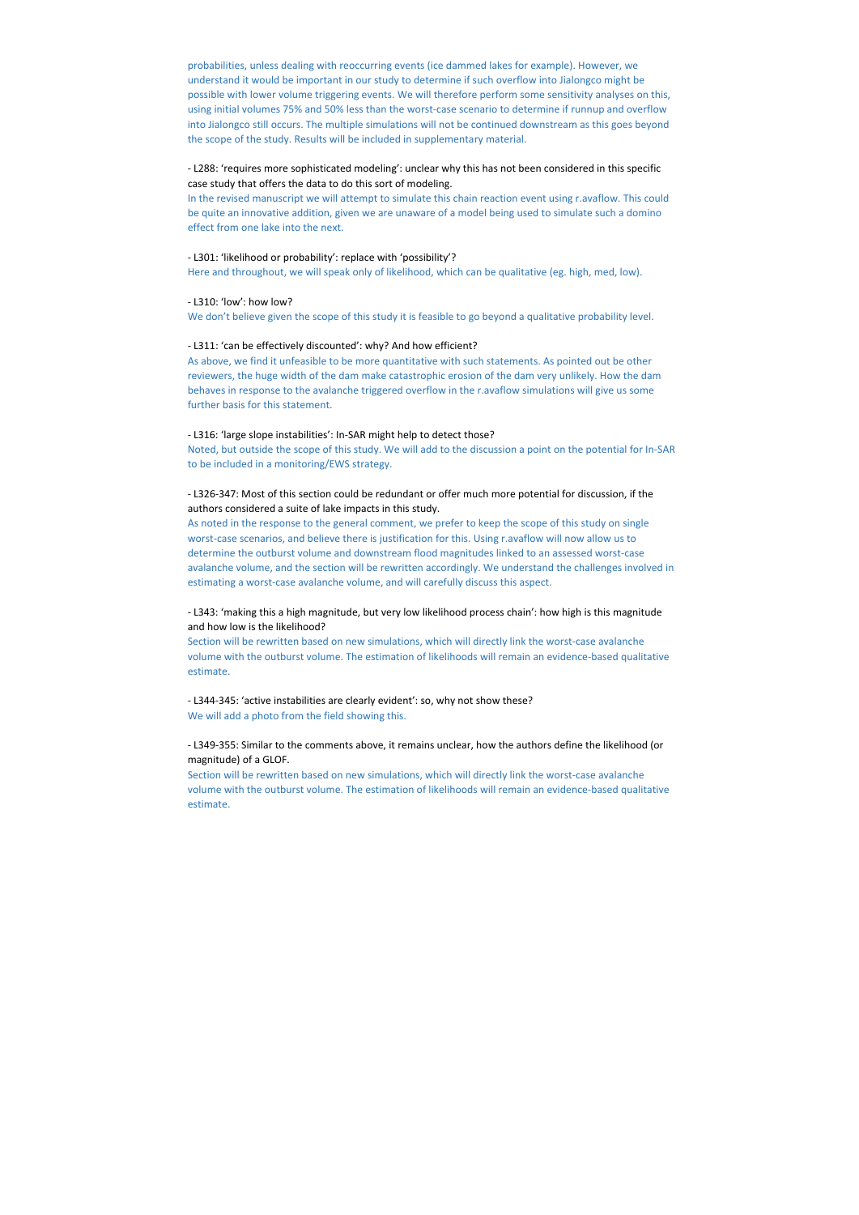probabilities, unless dealing with reoccurring events (ice dammed lakes for example). However, we understand it would be important in our study to determine if such overflow into Jialongco might be possible with lower volume triggering events. We will therefore perform some sensitivity analyses on this, using initial volumes 75% and 50% less than the worst-case scenario to determine if runnup and overflow into Jialongco still occurs. The multiple simulations will not be continued downstream as this goes beyond the scope of the study. Results will be included in supplementary material.

- L288: 'requires more sophisticated modeling': unclear why this has not been considered in this specific case study that offers the data to do this sort of modeling.

In the revised manuscript we will attempt to simulate this chain reaction event using r.avaflow. This could be quite an innovative addition, given we are unaware of a model being used to simulate such a domino effect from one lake into the next.

- L301: 'likelihood or probability': replace with 'possibility'?

Here and throughout, we will speak only of likelihood, which can be qualitative (eg. high, med, low).

- L310: 'low': how low?

We don't believe given the scope of this study it is feasible to go beyond a qualitative probability level.

- L311: 'can be effectively discounted': why? And how efficient?

As above, we find it unfeasible to be more quantitative with such statements. As pointed out be other reviewers, the huge width of the dam make catastrophic erosion of the dam very unlikely. How the dam behaves in response to the avalanche triggered overflow in the r.avaflow simulations will give us some further basis for this statement.

- L316: 'large slope instabilities': In-SAR might help to detect those?

Noted, but outside the scope of this study. We will add to the discussion a point on the potential for In-SAR to be included in a monitoring/EWS strategy.

- L326-347: Most of this section could be redundant or offer much more potential for discussion, if the authors considered a suite of lake impacts in this study.

As noted in the response to the general comment, we prefer to keep the scope of this study on single worst-case scenarios, and believe there is justification for this. Using r.avaflow will now allow us to determine the outburst volume and downstream flood magnitudes linked to an assessed worst-case avalanche volume, and the section will be rewritten accordingly. We understand the challenges involved in estimating a worst-case avalanche volume, and will carefully discuss this aspect.

- L343: 'making this a high magnitude, but very low likelihood process chain': how high is this magnitude and how low is the likelihood?

Section will be rewritten based on new simulations, which will directly link the worst-case avalanche volume with the outburst volume. The estimation of likelihoods will remain an evidence-based qualitative estimate.

- L344-345: 'active instabilities are clearly evident': so, why not show these?

We will add a photo from the field showing this.

- L349-355: Similar to the comments above, it remains unclear, how the authors define the likelihood (or magnitude) of a GLOF.

Section will be rewritten based on new simulations, which will directly link the worst-case avalanche volume with the outburst volume. The estimation of likelihoods will remain an evidence-based qualitative estimate.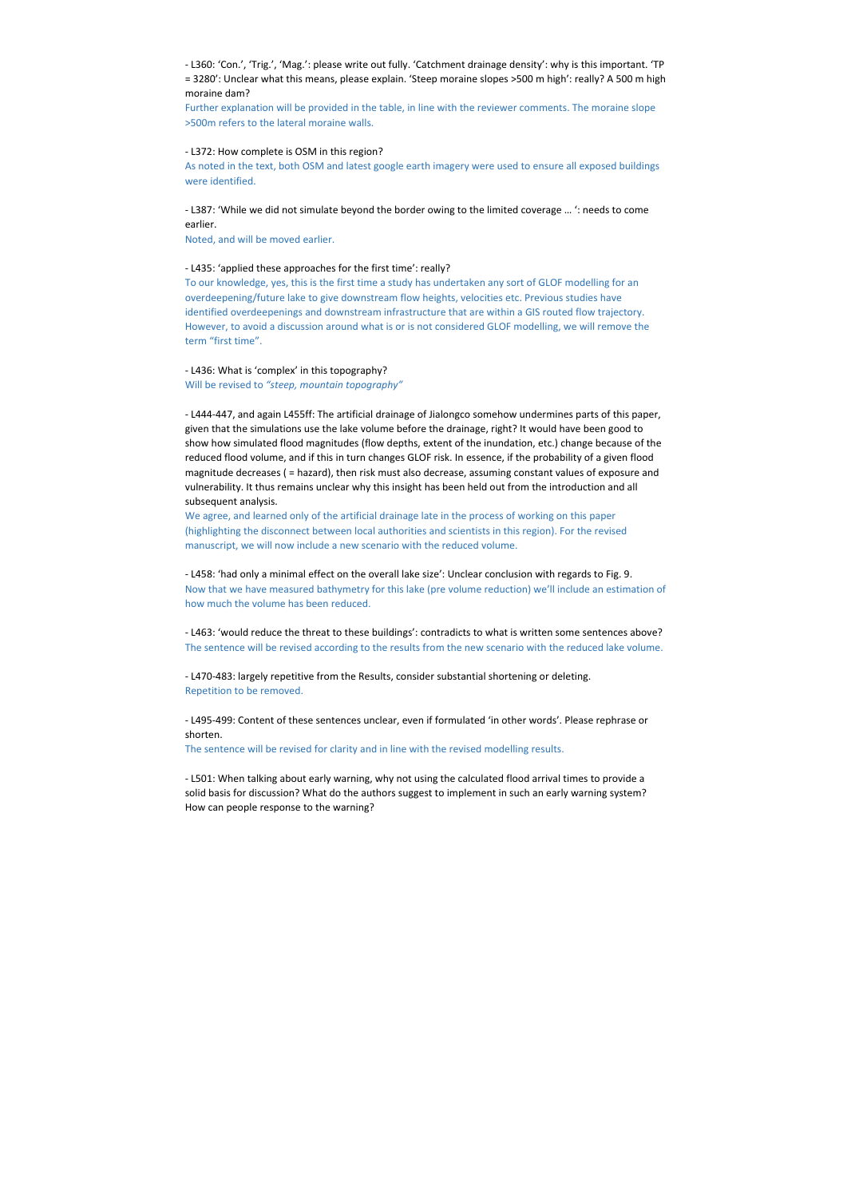- L360: 'Con.', 'Trig.', 'Mag.': please write out fully. 'Catchment drainage density': why is this important. 'TP = 3280': Unclear what this means, please explain. 'Steep moraine slopes >500 m high': really? A 500 m high moraine dam?

Further explanation will be provided in the table, in line with the reviewer comments. The moraine slope >500m refers to the lateral moraine walls.

- L372: How complete is OSM in this region?

As noted in the text, both OSM and latest google earth imagery were used to ensure all exposed buildings were identified.

- L387: 'While we did not simulate beyond the border owing to the limited coverage … ': needs to come earlier.

Noted, and will be moved earlier.

- L435: 'applied these approaches for the first time': really?

To our knowledge, yes, this is the first time a study has undertaken any sort of GLOF modelling for an overdeepening/future lake to give downstream flow heights, velocities etc. Previous studies have identified overdeepenings and downstream infrastructure that are within a GIS routed flow trajectory. However, to avoid a discussion around what is or is not considered GLOF modelling, we will remove the term "first time".

- L436: What is 'complex' in this topography?

Will be revised to *"steep, mountain topography"*

- L444-447, and again L455ff: The artificial drainage of Jialongco somehow undermines parts of this paper, given that the simulations use the lake volume before the drainage, right? It would have been good to show how simulated flood magnitudes (flow depths, extent of the inundation, etc.) change because of the reduced flood volume, and if this in turn changes GLOF risk. In essence, if the probability of a given flood magnitude decreases ( = hazard), then risk must also decrease, assuming constant values of exposure and vulnerability. It thus remains unclear why this insight has been held out from the introduction and all subsequent analysis.

We agree, and learned only of the artificial drainage late in the process of working on this paper (highlighting the disconnect between local authorities and scientists in this region). For the revised manuscript, we will now include a new scenario with the reduced volume.

- L458: 'had only a minimal effect on the overall lake size': Unclear conclusion with regards to Fig. 9.

Now that we have measured bathymetry for this lake (pre volume reduction) we'll include an estimation of how much the volume has been reduced.

- L463: 'would reduce the threat to these buildings': contradicts to what is written some sentences above?

The sentence will be revised according to the results from the new scenario with the reduced lake volume.

- L470-483: largely repetitive from the Results, consider substantial shortening or deleting.

Repetition to be removed.

- L495-499: Content of these sentences unclear, even if formulated 'in other words'. Please rephrase or shorten.

The sentence will be revised for clarity and in line with the revised modelling results.

- L501: When talking about early warning, why not using the calculated flood arrival times to provide a solid basis for discussion? What do the authors suggest to implement in such an early warning system? How can people response to the warning?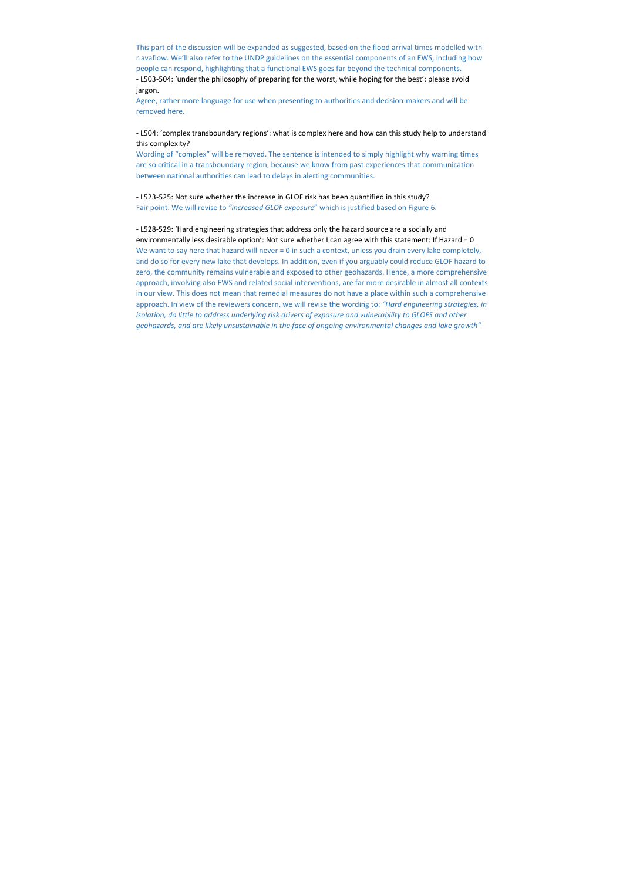This part of the discussion will be expanded as suggested, based on the flood arrival times modelled with r.avaflow. We'll also refer to the UNDP guidelines on the essential components of an EWS, including how people can respond, highlighting that a functional EWS goes far beyond the technical components.

- L503-504: 'under the philosophy of preparing for the worst, while hoping for the best': please avoid jargon.

Agree, rather more language for use when presenting to authorities and decision-makers and will be removed here.

- L504: 'complex transboundary regions': what is complex here and how can this study help to understand this complexity?

Wording of "complex" will be removed. The sentence is intended to simply highlight why warning times are so critical in a transboundary region, because we know from past experiences that communication between national authorities can lead to delays in alerting communities.

- L523-525: Not sure whether the increase in GLOF risk has been quantified in this study?

Fair point. We will revise to *"increased GLOF exposure"* which is justified based on Figure 6.

- L528-529: 'Hard engineering strategies that address only the hazard source are a socially and environmentally less desirable option': Not sure whether I can agree with this statement: If Hazard = 0

We want to say here that hazard will never = 0 in such a context, unless you drain every lake completely, and do so for every new lake that develops. In addition, even if you arguably could reduce GLOF hazard to zero, the community remains vulnerable and exposed to other geohazards. Hence, a more comprehensive approach, involving also EWS and related social interventions, are far more desirable in almost all contexts in our view. This does not mean that remedial measures do not have a place within such a comprehensive approach. In view of the reviewers concern, we will revise the wording to: *"Hard engineering strategies, in isolation, do little to address underlying risk drivers of exposure and vulnerability to GLOFS and other geohazards, and are likely unsustainable in the face of ongoing environmental changes and lake growth"*